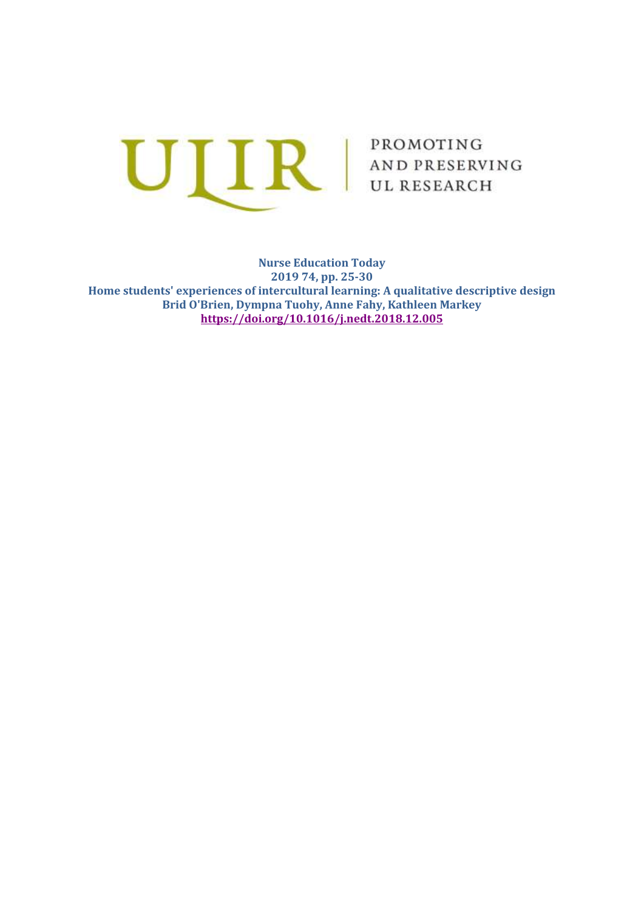ULIR | PROMOTING AND PRESERVING UL RESEARCH

**Nurse Education Today**
**2019 74, pp. 25-30**
**Home students' experiences of intercultural learning: A qualitative descriptive design**
**Brid O'Brien, Dympna Tuohy, Anne Fahy, Kathleen Markey**
**https://doi.org/10.1016/j.nedt.2018.12.005**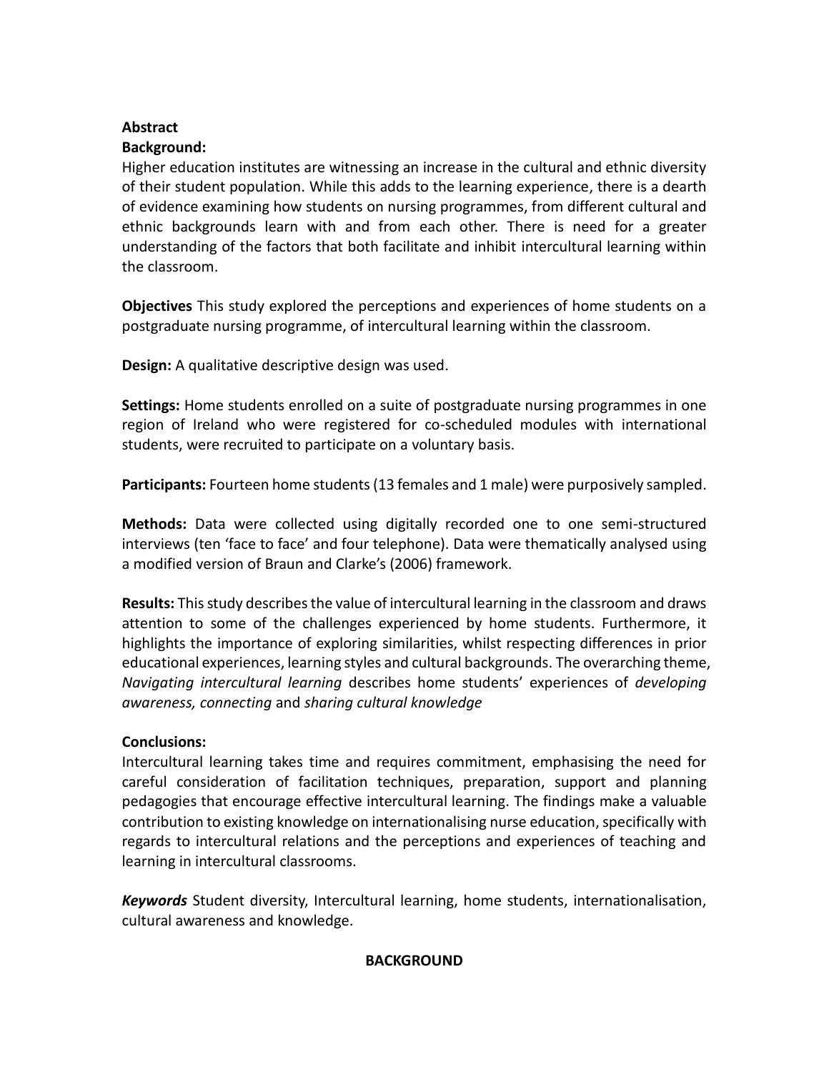**Abstract**

**Background:**

Higher education institutes are witnessing an increase in the cultural and ethnic diversity of their student population. While this adds to the learning experience, there is a dearth of evidence examining how students on nursing programmes, from different cultural and ethnic backgrounds learn with and from each other. There is need for a greater understanding of the factors that both facilitate and inhibit intercultural learning within the classroom.

**Objectives** This study explored the perceptions and experiences of home students on a postgraduate nursing programme, of intercultural learning within the classroom.

**Design:** A qualitative descriptive design was used.

**Settings:** Home students enrolled on a suite of postgraduate nursing programmes in one region of Ireland who were registered for co-scheduled modules with international students, were recruited to participate on a voluntary basis.

**Participants:** Fourteen home students (13 females and 1 male) were purposively sampled.

**Methods:** Data were collected using digitally recorded one to one semi-structured interviews (ten 'face to face' and four telephone). Data were thematically analysed using a modified version of Braun and Clarke's (2006) framework.

**Results:** This study describes the value of intercultural learning in the classroom and draws attention to some of the challenges experienced by home students. Furthermore, it highlights the importance of exploring similarities, whilst respecting differences in prior educational experiences, learning styles and cultural backgrounds. The overarching theme, *Navigating intercultural learning* describes home students' experiences of *developing awareness, connecting* and *sharing cultural knowledge*

**Conclusions:**

Intercultural learning takes time and requires commitment, emphasising the need for careful consideration of facilitation techniques, preparation, support and planning pedagogies that encourage effective intercultural learning. The findings make a valuable contribution to existing knowledge on internationalising nurse education, specifically with regards to intercultural relations and the perceptions and experiences of teaching and learning in intercultural classrooms.

***Keywords*** Student diversity, Intercultural learning, home students, internationalisation, cultural awareness and knowledge.

## BACKGROUND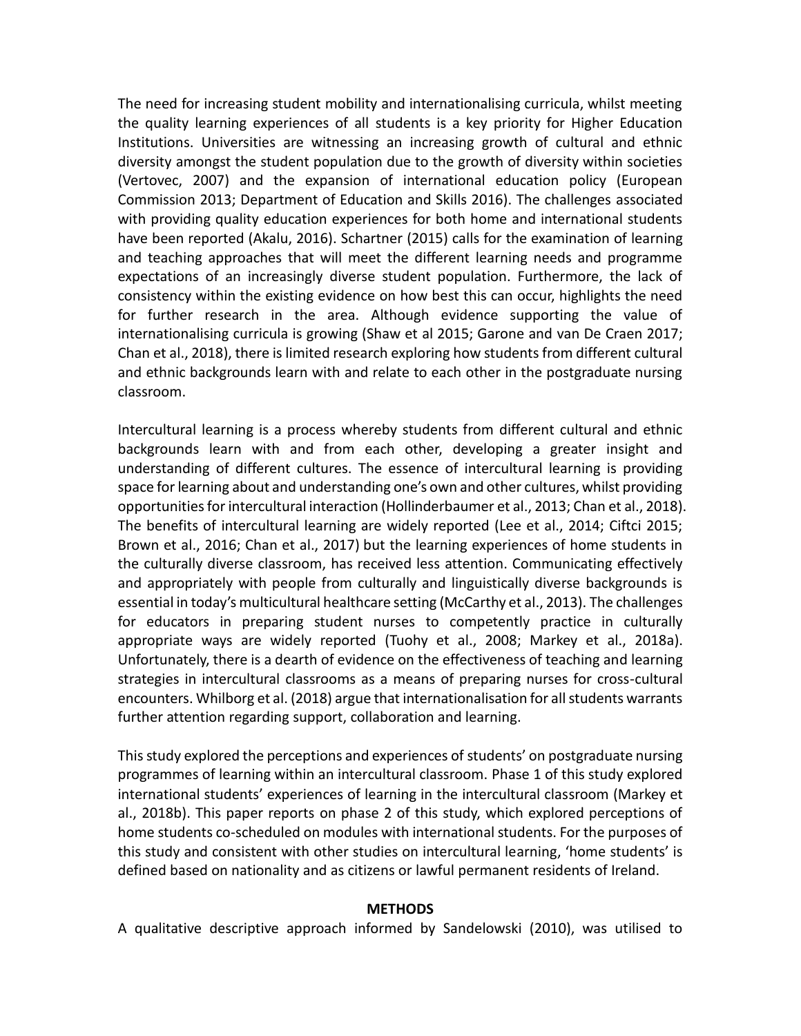The need for increasing student mobility and internationalising curricula, whilst meeting the quality learning experiences of all students is a key priority for Higher Education Institutions. Universities are witnessing an increasing growth of cultural and ethnic diversity amongst the student population due to the growth of diversity within societies (Vertovec, 2007) and the expansion of international education policy (European Commission 2013; Department of Education and Skills 2016). The challenges associated with providing quality education experiences for both home and international students have been reported (Akalu, 2016). Schartner (2015) calls for the examination of learning and teaching approaches that will meet the different learning needs and programme expectations of an increasingly diverse student population. Furthermore, the lack of consistency within the existing evidence on how best this can occur, highlights the need for further research in the area. Although evidence supporting the value of internationalising curricula is growing (Shaw et al 2015; Garone and van De Craen 2017; Chan et al., 2018), there is limited research exploring how students from different cultural and ethnic backgrounds learn with and relate to each other in the postgraduate nursing classroom.

Intercultural learning is a process whereby students from different cultural and ethnic backgrounds learn with and from each other, developing a greater insight and understanding of different cultures. The essence of intercultural learning is providing space for learning about and understanding one's own and other cultures, whilst providing opportunities for intercultural interaction (Hollinderbaumer et al., 2013; Chan et al., 2018). The benefits of intercultural learning are widely reported (Lee et al., 2014; Ciftci 2015; Brown et al., 2016; Chan et al., 2017) but the learning experiences of home students in the culturally diverse classroom, has received less attention. Communicating effectively and appropriately with people from culturally and linguistically diverse backgrounds is essential in today's multicultural healthcare setting (McCarthy et al., 2013). The challenges for educators in preparing student nurses to competently practice in culturally appropriate ways are widely reported (Tuohy et al., 2008; Markey et al., 2018a). Unfortunately, there is a dearth of evidence on the effectiveness of teaching and learning strategies in intercultural classrooms as a means of preparing nurses for cross-cultural encounters. Whilborg et al. (2018) argue that internationalisation for all students warrants further attention regarding support, collaboration and learning.

This study explored the perceptions and experiences of students' on postgraduate nursing programmes of learning within an intercultural classroom. Phase 1 of this study explored international students' experiences of learning in the intercultural classroom (Markey et al., 2018b). This paper reports on phase 2 of this study, which explored perceptions of home students co-scheduled on modules with international students. For the purposes of this study and consistent with other studies on intercultural learning, 'home students' is defined based on nationality and as citizens or lawful permanent residents of Ireland.

## METHODS

A qualitative descriptive approach informed by Sandelowski (2010), was utilised to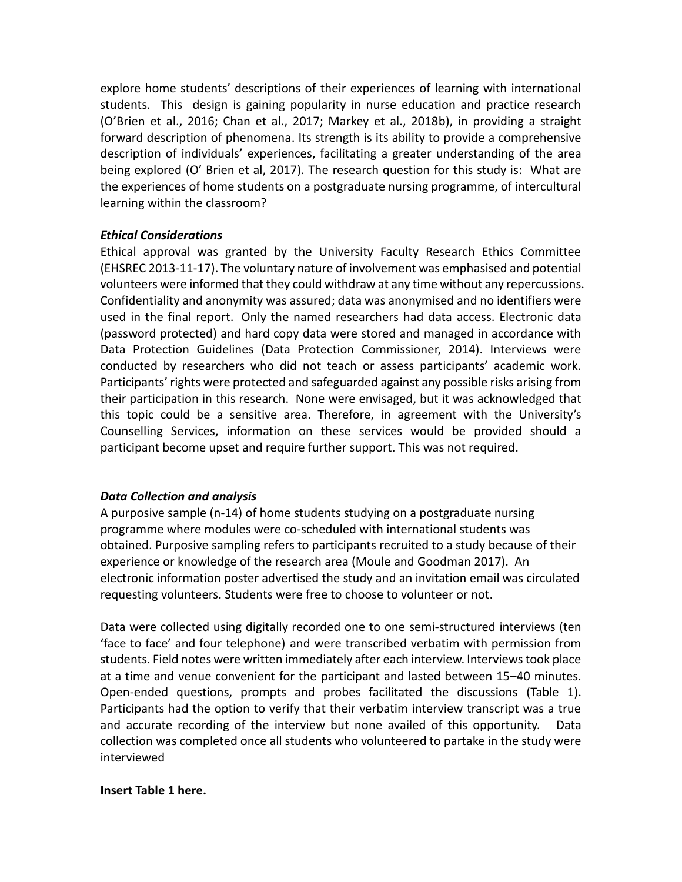explore home students' descriptions of their experiences of learning with international students. This design is gaining popularity in nurse education and practice research (O'Brien et al., 2016; Chan et al., 2017; Markey et al., 2018b), in providing a straight forward description of phenomena. Its strength is its ability to provide a comprehensive description of individuals' experiences, facilitating a greater understanding of the area being explored (O' Brien et al, 2017). The research question for this study is: What are the experiences of home students on a postgraduate nursing programme, of intercultural learning within the classroom?

***Ethical Considerations***

Ethical approval was granted by the University Faculty Research Ethics Committee (EHSREC 2013-11-17). The voluntary nature of involvement was emphasised and potential volunteers were informed that they could withdraw at any time without any repercussions. Confidentiality and anonymity was assured; data was anonymised and no identifiers were used in the final report. Only the named researchers had data access. Electronic data (password protected) and hard copy data were stored and managed in accordance with Data Protection Guidelines (Data Protection Commissioner, 2014). Interviews were conducted by researchers who did not teach or assess participants' academic work. Participants' rights were protected and safeguarded against any possible risks arising from their participation in this research. None were envisaged, but it was acknowledged that this topic could be a sensitive area. Therefore, in agreement with the University's Counselling Services, information on these services would be provided should a participant become upset and require further support. This was not required.

***Data Collection and analysis***

A purposive sample (n-14) of home students studying on a postgraduate nursing programme where modules were co-scheduled with international students was obtained. Purposive sampling refers to participants recruited to a study because of their experience or knowledge of the research area (Moule and Goodman 2017). An electronic information poster advertised the study and an invitation email was circulated requesting volunteers. Students were free to choose to volunteer or not.

Data were collected using digitally recorded one to one semi-structured interviews (ten 'face to face' and four telephone) and were transcribed verbatim with permission from students. Field notes were written immediately after each interview. Interviews took place at a time and venue convenient for the participant and lasted between 15–40 minutes. Open-ended questions, prompts and probes facilitated the discussions (Table 1). Participants had the option to verify that their verbatim interview transcript was a true and accurate recording of the interview but none availed of this opportunity. Data collection was completed once all students who volunteered to partake in the study were interviewed

**Insert Table 1 here.**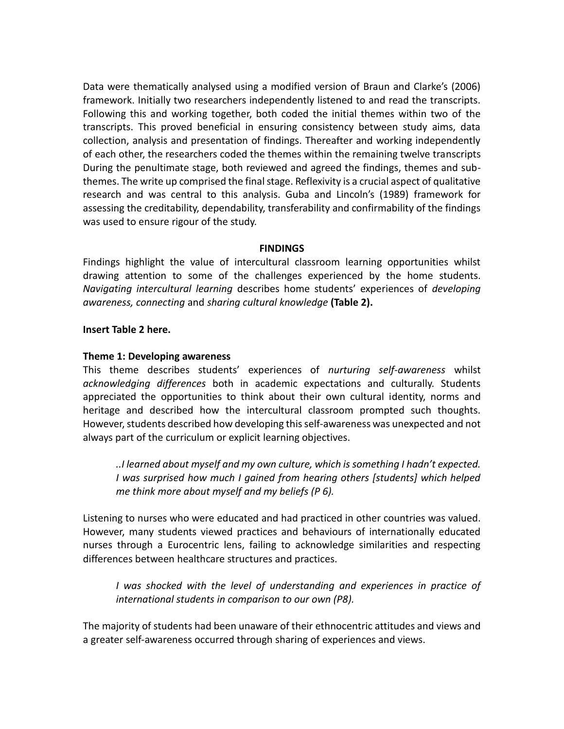Data were thematically analysed using a modified version of Braun and Clarke's (2006) framework. Initially two researchers independently listened to and read the transcripts. Following this and working together, both coded the initial themes within two of the transcripts. This proved beneficial in ensuring consistency between study aims, data collection, analysis and presentation of findings. Thereafter and working independently of each other, the researchers coded the themes within the remaining twelve transcripts During the penultimate stage, both reviewed and agreed the findings, themes and sub-themes. The write up comprised the final stage. Reflexivity is a crucial aspect of qualitative research and was central to this analysis. Guba and Lincoln's (1989) framework for assessing the creditability, dependability, transferability and confirmability of the findings was used to ensure rigour of the study.

## FINDINGS

Findings highlight the value of intercultural classroom learning opportunities whilst drawing attention to some of the challenges experienced by the home students. *Navigating intercultural learning* describes home students' experiences of *developing awareness, connecting* and *sharing cultural knowledge* **(Table 2).**

**Insert Table 2 here.**

### Theme 1: Developing awareness

This theme describes students' experiences of *nurturing self-awareness* whilst *acknowledging differences* both in academic expectations and culturally. Students appreciated the opportunities to think about their own cultural identity, norms and heritage and described how the intercultural classroom prompted such thoughts. However, students described how developing this self-awareness was unexpected and not always part of the curriculum or explicit learning objectives.

> *..I learned about myself and my own culture, which is something I hadn't expected. I was surprised how much I gained from hearing others [students] which helped me think more about myself and my beliefs (P 6).*

Listening to nurses who were educated and had practiced in other countries was valued. However, many students viewed practices and behaviours of internationally educated nurses through a Eurocentric lens, failing to acknowledge similarities and respecting differences between healthcare structures and practices.

> *I was shocked with the level of understanding and experiences in practice of international students in comparison to our own (P8).*

The majority of students had been unaware of their ethnocentric attitudes and views and a greater self-awareness occurred through sharing of experiences and views.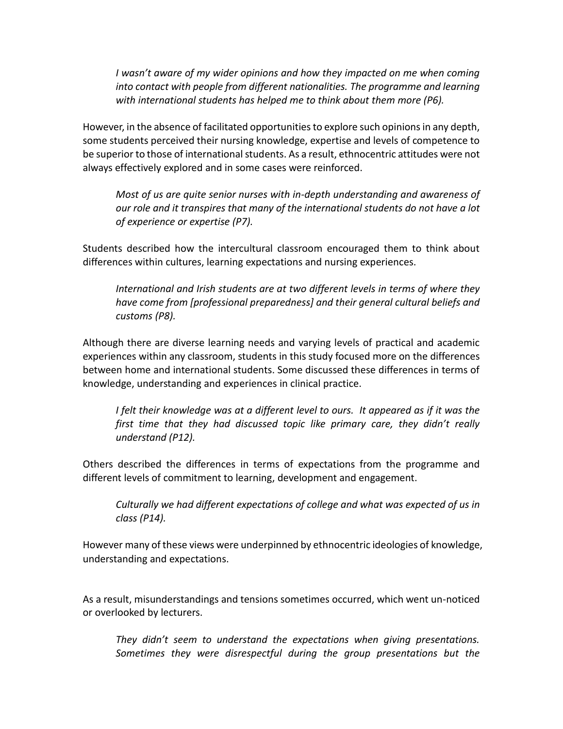> *I wasn't aware of my wider opinions and how they impacted on me when coming into contact with people from different nationalities. The programme and learning with international students has helped me to think about them more (P6).*

However, in the absence of facilitated opportunities to explore such opinions in any depth, some students perceived their nursing knowledge, expertise and levels of competence to be superior to those of international students. As a result, ethnocentric attitudes were not always effectively explored and in some cases were reinforced.

> *Most of us are quite senior nurses with in-depth understanding and awareness of our role and it transpires that many of the international students do not have a lot of experience or expertise (P7).*

Students described how the intercultural classroom encouraged them to think about differences within cultures, learning expectations and nursing experiences.

> *International and Irish students are at two different levels in terms of where they have come from [professional preparedness] and their general cultural beliefs and customs (P8).*

Although there are diverse learning needs and varying levels of practical and academic experiences within any classroom, students in this study focused more on the differences between home and international students. Some discussed these differences in terms of knowledge, understanding and experiences in clinical practice.

> *I felt their knowledge was at a different level to ours. It appeared as if it was the first time that they had discussed topic like primary care, they didn't really understand (P12).*

Others described the differences in terms of expectations from the programme and different levels of commitment to learning, development and engagement.

> *Culturally we had different expectations of college and what was expected of us in class (P14).*

However many of these views were underpinned by ethnocentric ideologies of knowledge, understanding and expectations.

As a result, misunderstandings and tensions sometimes occurred, which went un-noticed or overlooked by lecturers.

> *They didn't seem to understand the expectations when giving presentations. Sometimes they were disrespectful during the group presentations but the*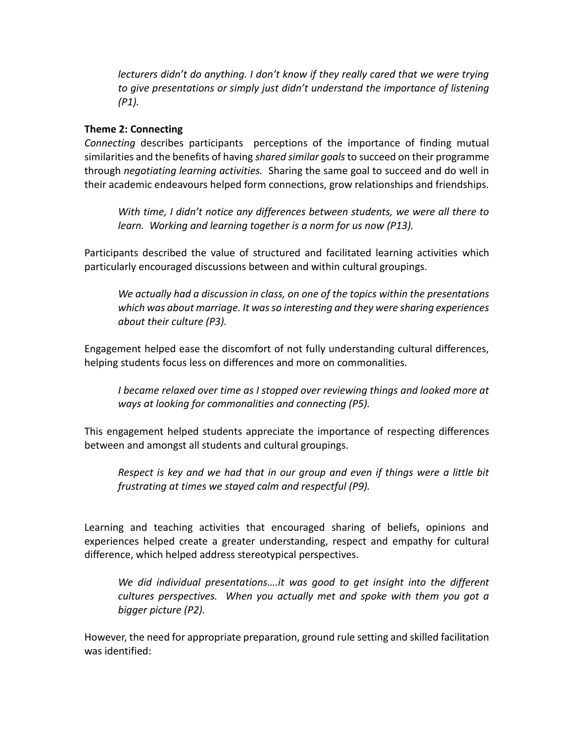*lecturers didn't do anything. I don't know if they really cared that we were trying to give presentations or simply just didn't understand the importance of listening (P1).*

**Theme 2: Connecting**

*Connecting* describes participants perceptions of the importance of finding mutual similarities and the benefits of having *shared similar goals* to succeed on their programme through *negotiating learning activities.* Sharing the same goal to succeed and do well in their academic endeavours helped form connections, grow relationships and friendships.

> *With time, I didn't notice any differences between students, we were all there to learn. Working and learning together is a norm for us now (P13).*

Participants described the value of structured and facilitated learning activities which particularly encouraged discussions between and within cultural groupings.

> *We actually had a discussion in class, on one of the topics within the presentations which was about marriage. It was so interesting and they were sharing experiences about their culture (P3).*

Engagement helped ease the discomfort of not fully understanding cultural differences, helping students focus less on differences and more on commonalities.

> *I became relaxed over time as I stopped over reviewing things and looked more at ways at looking for commonalities and connecting (P5).*

This engagement helped students appreciate the importance of respecting differences between and amongst all students and cultural groupings.

> *Respect is key and we had that in our group and even if things were a little bit frustrating at times we stayed calm and respectful (P9).*

Learning and teaching activities that encouraged sharing of beliefs, opinions and experiences helped create a greater understanding, respect and empathy for cultural difference, which helped address stereotypical perspectives.

> *We did individual presentations….it was good to get insight into the different cultures perspectives. When you actually met and spoke with them you got a bigger picture (P2).*

However, the need for appropriate preparation, ground rule setting and skilled facilitation was identified: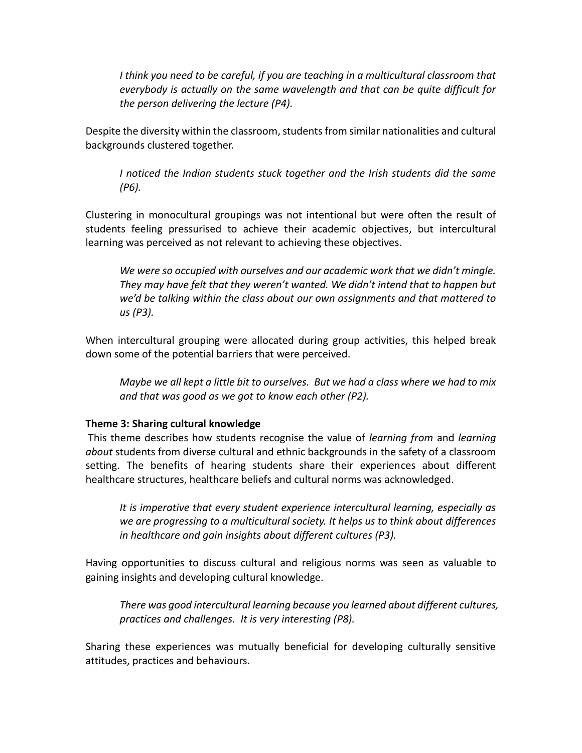> *I think you need to be careful, if you are teaching in a multicultural classroom that everybody is actually on the same wavelength and that can be quite difficult for the person delivering the lecture (P4).*

Despite the diversity within the classroom, students from similar nationalities and cultural backgrounds clustered together.

> *I noticed the Indian students stuck together and the Irish students did the same (P6).*

Clustering in monocultural groupings was not intentional but were often the result of students feeling pressurised to achieve their academic objectives, but intercultural learning was perceived as not relevant to achieving these objectives.

> *We were so occupied with ourselves and our academic work that we didn't mingle. They may have felt that they weren't wanted. We didn't intend that to happen but we'd be talking within the class about our own assignments and that mattered to us (P3).*

When intercultural grouping were allocated during group activities, this helped break down some of the potential barriers that were perceived.

> *Maybe we all kept a little bit to ourselves. But we had a class where we had to mix and that was good as we got to know each other (P2).*

**Theme 3: Sharing cultural knowledge**

This theme describes how students recognise the value of *learning from* and *learning about* students from diverse cultural and ethnic backgrounds in the safety of a classroom setting. The benefits of hearing students share their experiences about different healthcare structures, healthcare beliefs and cultural norms was acknowledged.

> *It is imperative that every student experience intercultural learning, especially as we are progressing to a multicultural society. It helps us to think about differences in healthcare and gain insights about different cultures (P3).*

Having opportunities to discuss cultural and religious norms was seen as valuable to gaining insights and developing cultural knowledge.

> *There was good intercultural learning because you learned about different cultures, practices and challenges. It is very interesting (P8).*

Sharing these experiences was mutually beneficial for developing culturally sensitive attitudes, practices and behaviours.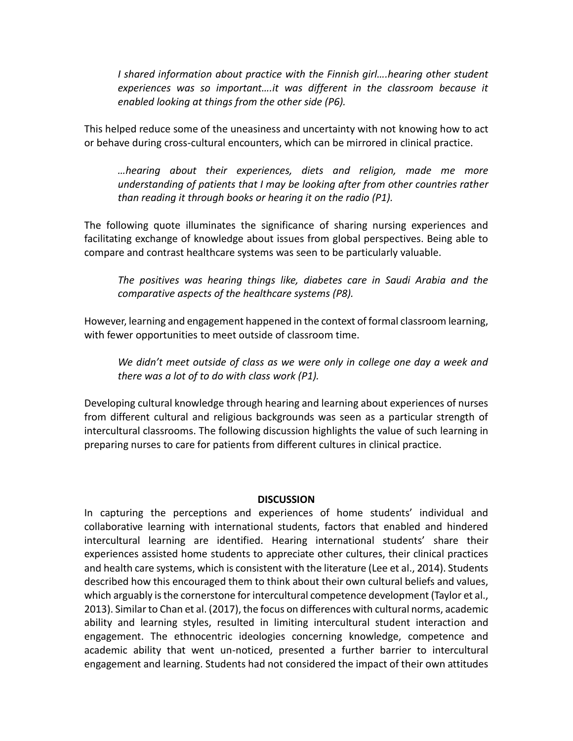> *I shared information about practice with the Finnish girl….hearing other student experiences was so important….it was different in the classroom because it enabled looking at things from the other side (P6).*

This helped reduce some of the uneasiness and uncertainty with not knowing how to act or behave during cross-cultural encounters, which can be mirrored in clinical practice.

> *…hearing about their experiences, diets and religion, made me more understanding of patients that I may be looking after from other countries rather than reading it through books or hearing it on the radio (P1).*

The following quote illuminates the significance of sharing nursing experiences and facilitating exchange of knowledge about issues from global perspectives. Being able to compare and contrast healthcare systems was seen to be particularly valuable.

> *The positives was hearing things like, diabetes care in Saudi Arabia and the comparative aspects of the healthcare systems (P8).*

However, learning and engagement happened in the context of formal classroom learning, with fewer opportunities to meet outside of classroom time.

> *We didn't meet outside of class as we were only in college one day a week and there was a lot of to do with class work (P1).*

Developing cultural knowledge through hearing and learning about experiences of nurses from different cultural and religious backgrounds was seen as a particular strength of intercultural classrooms. The following discussion highlights the value of such learning in preparing nurses to care for patients from different cultures in clinical practice.

## DISCUSSION

In capturing the perceptions and experiences of home students' individual and collaborative learning with international students, factors that enabled and hindered intercultural learning are identified. Hearing international students' share their experiences assisted home students to appreciate other cultures, their clinical practices and health care systems, which is consistent with the literature (Lee et al., 2014). Students described how this encouraged them to think about their own cultural beliefs and values, which arguably is the cornerstone for intercultural competence development (Taylor et al., 2013). Similar to Chan et al. (2017), the focus on differences with cultural norms, academic ability and learning styles, resulted in limiting intercultural student interaction and engagement. The ethnocentric ideologies concerning knowledge, competence and academic ability that went un-noticed, presented a further barrier to intercultural engagement and learning. Students had not considered the impact of their own attitudes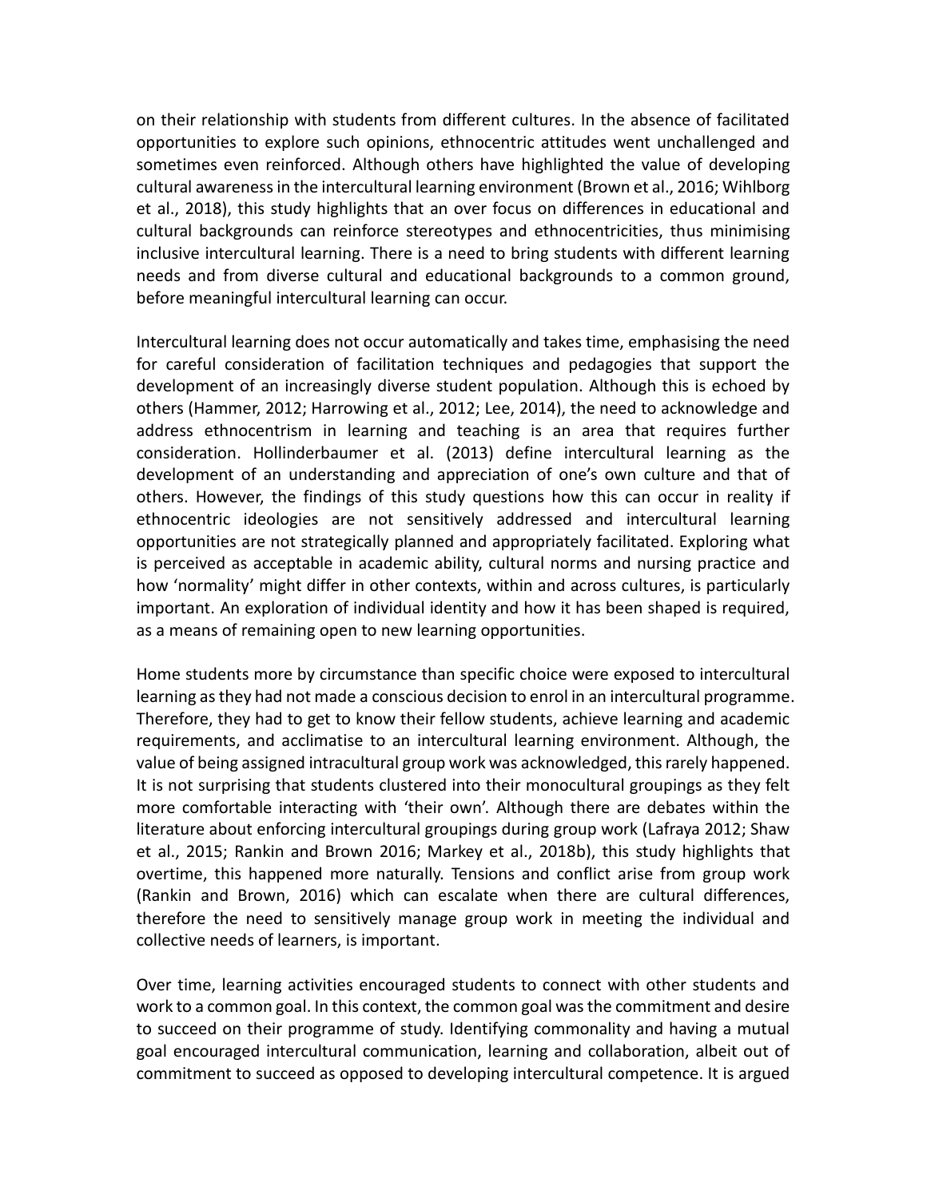on their relationship with students from different cultures. In the absence of facilitated opportunities to explore such opinions, ethnocentric attitudes went unchallenged and sometimes even reinforced. Although others have highlighted the value of developing cultural awareness in the intercultural learning environment (Brown et al., 2016; Wihlborg et al., 2018), this study highlights that an over focus on differences in educational and cultural backgrounds can reinforce stereotypes and ethnocentricities, thus minimising inclusive intercultural learning. There is a need to bring students with different learning needs and from diverse cultural and educational backgrounds to a common ground, before meaningful intercultural learning can occur.

Intercultural learning does not occur automatically and takes time, emphasising the need for careful consideration of facilitation techniques and pedagogies that support the development of an increasingly diverse student population. Although this is echoed by others (Hammer, 2012; Harrowing et al., 2012; Lee, 2014), the need to acknowledge and address ethnocentrism in learning and teaching is an area that requires further consideration. Hollinderbaumer et al. (2013) define intercultural learning as the development of an understanding and appreciation of one's own culture and that of others. However, the findings of this study questions how this can occur in reality if ethnocentric ideologies are not sensitively addressed and intercultural learning opportunities are not strategically planned and appropriately facilitated. Exploring what is perceived as acceptable in academic ability, cultural norms and nursing practice and how 'normality' might differ in other contexts, within and across cultures, is particularly important. An exploration of individual identity and how it has been shaped is required, as a means of remaining open to new learning opportunities.

Home students more by circumstance than specific choice were exposed to intercultural learning as they had not made a conscious decision to enrol in an intercultural programme. Therefore, they had to get to know their fellow students, achieve learning and academic requirements, and acclimatise to an intercultural learning environment. Although, the value of being assigned intracultural group work was acknowledged, this rarely happened. It is not surprising that students clustered into their monocultural groupings as they felt more comfortable interacting with 'their own'. Although there are debates within the literature about enforcing intercultural groupings during group work (Lafraya 2012; Shaw et al., 2015; Rankin and Brown 2016; Markey et al., 2018b), this study highlights that overtime, this happened more naturally. Tensions and conflict arise from group work (Rankin and Brown, 2016) which can escalate when there are cultural differences, therefore the need to sensitively manage group work in meeting the individual and collective needs of learners, is important.

Over time, learning activities encouraged students to connect with other students and work to a common goal. In this context, the common goal was the commitment and desire to succeed on their programme of study. Identifying commonality and having a mutual goal encouraged intercultural communication, learning and collaboration, albeit out of commitment to succeed as opposed to developing intercultural competence. It is argued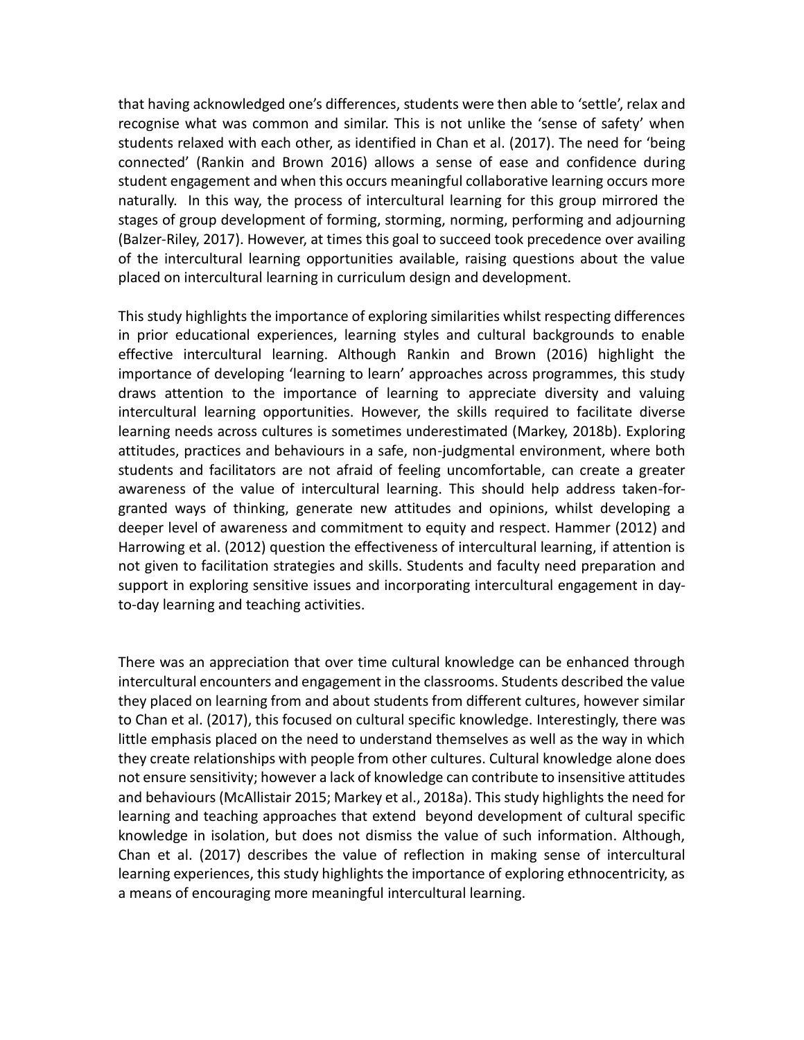that having acknowledged one's differences, students were then able to 'settle', relax and recognise what was common and similar. This is not unlike the 'sense of safety' when students relaxed with each other, as identified in Chan et al. (2017). The need for 'being connected' (Rankin and Brown 2016) allows a sense of ease and confidence during student engagement and when this occurs meaningful collaborative learning occurs more naturally. In this way, the process of intercultural learning for this group mirrored the stages of group development of forming, storming, norming, performing and adjourning (Balzer-Riley, 2017). However, at times this goal to succeed took precedence over availing of the intercultural learning opportunities available, raising questions about the value placed on intercultural learning in curriculum design and development.

This study highlights the importance of exploring similarities whilst respecting differences in prior educational experiences, learning styles and cultural backgrounds to enable effective intercultural learning. Although Rankin and Brown (2016) highlight the importance of developing 'learning to learn' approaches across programmes, this study draws attention to the importance of learning to appreciate diversity and valuing intercultural learning opportunities. However, the skills required to facilitate diverse learning needs across cultures is sometimes underestimated (Markey, 2018b). Exploring attitudes, practices and behaviours in a safe, non-judgmental environment, where both students and facilitators are not afraid of feeling uncomfortable, can create a greater awareness of the value of intercultural learning. This should help address taken-for-granted ways of thinking, generate new attitudes and opinions, whilst developing a deeper level of awareness and commitment to equity and respect. Hammer (2012) and Harrowing et al. (2012) question the effectiveness of intercultural learning, if attention is not given to facilitation strategies and skills. Students and faculty need preparation and support in exploring sensitive issues and incorporating intercultural engagement in day-to-day learning and teaching activities.

There was an appreciation that over time cultural knowledge can be enhanced through intercultural encounters and engagement in the classrooms. Students described the value they placed on learning from and about students from different cultures, however similar to Chan et al. (2017), this focused on cultural specific knowledge. Interestingly, there was little emphasis placed on the need to understand themselves as well as the way in which they create relationships with people from other cultures. Cultural knowledge alone does not ensure sensitivity; however a lack of knowledge can contribute to insensitive attitudes and behaviours (McAllistair 2015; Markey et al., 2018a). This study highlights the need for learning and teaching approaches that extend beyond development of cultural specific knowledge in isolation, but does not dismiss the value of such information. Although, Chan et al. (2017) describes the value of reflection in making sense of intercultural learning experiences, this study highlights the importance of exploring ethnocentricity, as a means of encouraging more meaningful intercultural learning.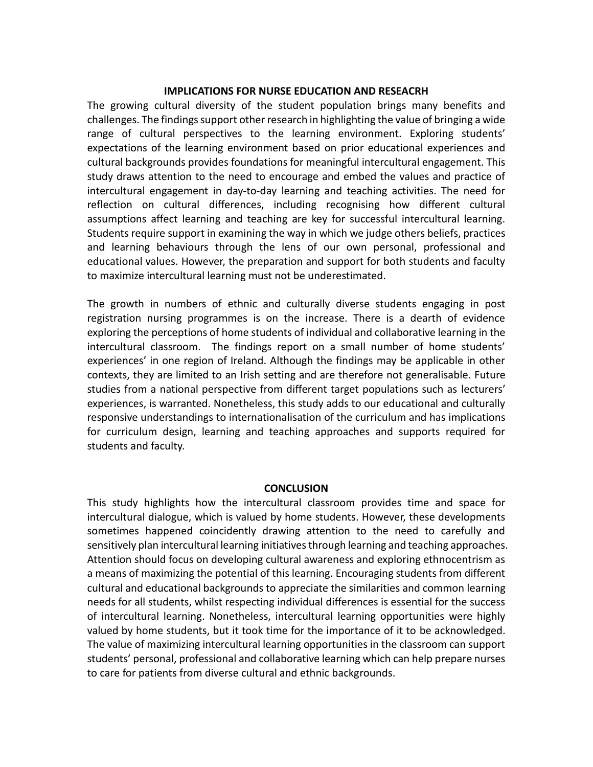## IMPLICATIONS FOR NURSE EDUCATION AND RESEACRH

The growing cultural diversity of the student population brings many benefits and challenges. The findings support other research in highlighting the value of bringing a wide range of cultural perspectives to the learning environment. Exploring students' expectations of the learning environment based on prior educational experiences and cultural backgrounds provides foundations for meaningful intercultural engagement. This study draws attention to the need to encourage and embed the values and practice of intercultural engagement in day-to-day learning and teaching activities. The need for reflection on cultural differences, including recognising how different cultural assumptions affect learning and teaching are key for successful intercultural learning. Students require support in examining the way in which we judge others beliefs, practices and learning behaviours through the lens of our own personal, professional and educational values. However, the preparation and support for both students and faculty to maximize intercultural learning must not be underestimated.

The growth in numbers of ethnic and culturally diverse students engaging in post registration nursing programmes is on the increase. There is a dearth of evidence exploring the perceptions of home students of individual and collaborative learning in the intercultural classroom. The findings report on a small number of home students' experiences' in one region of Ireland. Although the findings may be applicable in other contexts, they are limited to an Irish setting and are therefore not generalisable. Future studies from a national perspective from different target populations such as lecturers' experiences, is warranted. Nonetheless, this study adds to our educational and culturally responsive understandings to internationalisation of the curriculum and has implications for curriculum design, learning and teaching approaches and supports required for students and faculty.

## CONCLUSION

This study highlights how the intercultural classroom provides time and space for intercultural dialogue, which is valued by home students. However, these developments sometimes happened coincidently drawing attention to the need to carefully and sensitively plan intercultural learning initiatives through learning and teaching approaches. Attention should focus on developing cultural awareness and exploring ethnocentrism as a means of maximizing the potential of this learning. Encouraging students from different cultural and educational backgrounds to appreciate the similarities and common learning needs for all students, whilst respecting individual differences is essential for the success of intercultural learning. Nonetheless, intercultural learning opportunities were highly valued by home students, but it took time for the importance of it to be acknowledged. The value of maximizing intercultural learning opportunities in the classroom can support students' personal, professional and collaborative learning which can help prepare nurses to care for patients from diverse cultural and ethnic backgrounds.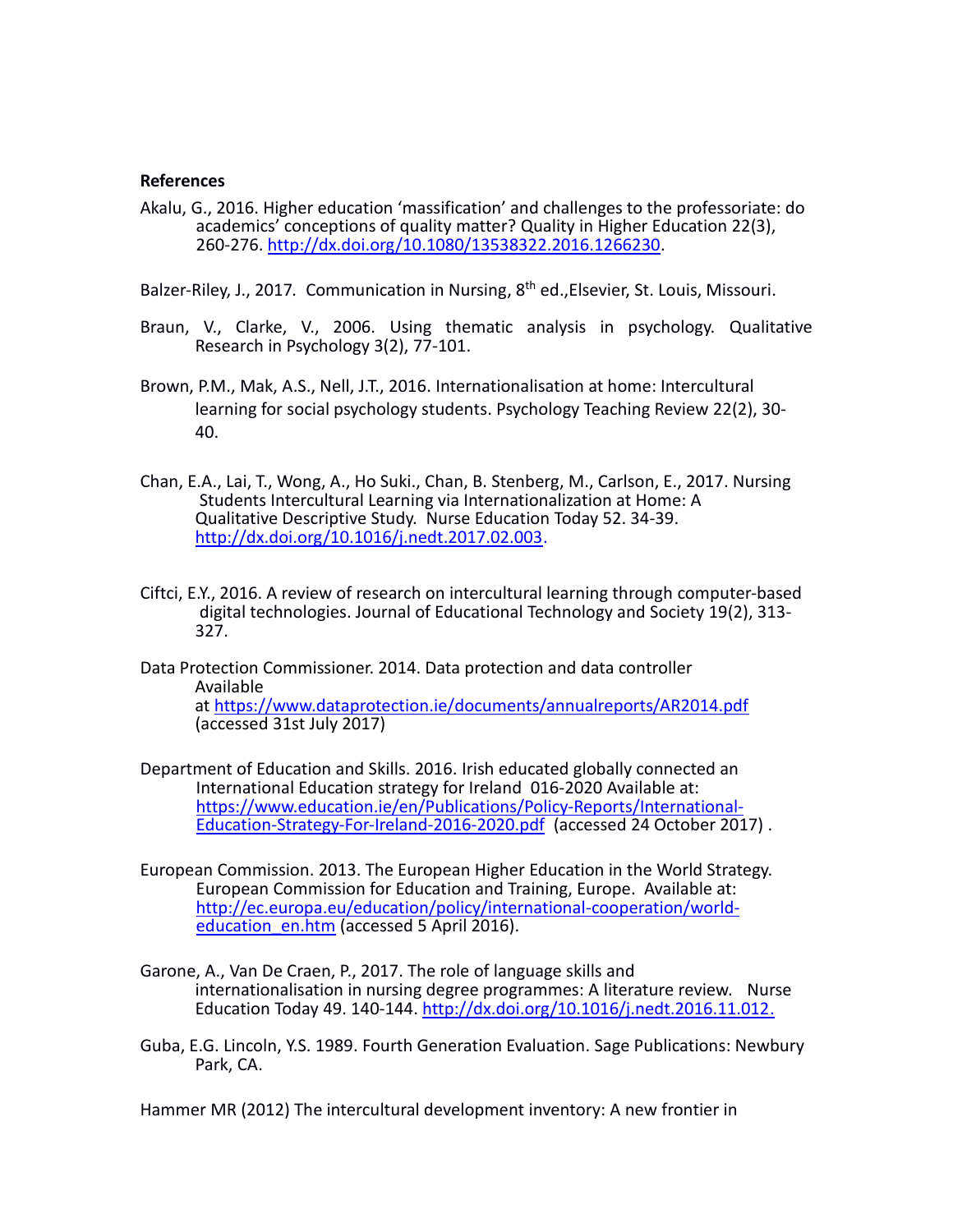**References**

Akalu, G., 2016. Higher education 'massification' and challenges to the professoriate: do academics' conceptions of quality matter? Quality in Higher Education 22(3), 260-276. http://dx.doi.org/10.1080/13538322.2016.1266230.

Balzer-Riley, J., 2017. Communication in Nursing, 8th ed.,Elsevier, St. Louis, Missouri.

Braun, V., Clarke, V., 2006. Using thematic analysis in psychology. Qualitative Research in Psychology 3(2), 77-101.

Brown, P.M., Mak, A.S., Nell, J.T., 2016. Internationalisation at home: Intercultural learning for social psychology students. Psychology Teaching Review 22(2), 30-40.

Chan, E.A., Lai, T., Wong, A., Ho Suki., Chan, B. Stenberg, M., Carlson, E., 2017. Nursing Students Intercultural Learning via Internationalization at Home: A Qualitative Descriptive Study. Nurse Education Today 52. 34-39. http://dx.doi.org/10.1016/j.nedt.2017.02.003.

Ciftci, E.Y., 2016. A review of research on intercultural learning through computer-based digital technologies. Journal of Educational Technology and Society 19(2), 313-327.

Data Protection Commissioner. 2014. Data protection and data controller Available at https://www.dataprotection.ie/documents/annualreports/AR2014.pdf (accessed 31st July 2017)

Department of Education and Skills. 2016. Irish educated globally connected an International Education strategy for Ireland 016-2020 Available at: https://www.education.ie/en/Publications/Policy-Reports/International-Education-Strategy-For-Ireland-2016-2020.pdf (accessed 24 October 2017) .

European Commission. 2013. The European Higher Education in the World Strategy. European Commission for Education and Training, Europe. Available at: http://ec.europa.eu/education/policy/international-cooperation/world-education_en.htm (accessed 5 April 2016).

Garone, A., Van De Craen, P., 2017. The role of language skills and internationalisation in nursing degree programmes: A literature review. Nurse Education Today 49. 140-144. http://dx.doi.org/10.1016/j.nedt.2016.11.012.

Guba, E.G. Lincoln, Y.S. 1989. Fourth Generation Evaluation. Sage Publications: Newbury Park, CA.

Hammer MR (2012) The intercultural development inventory: A new frontier in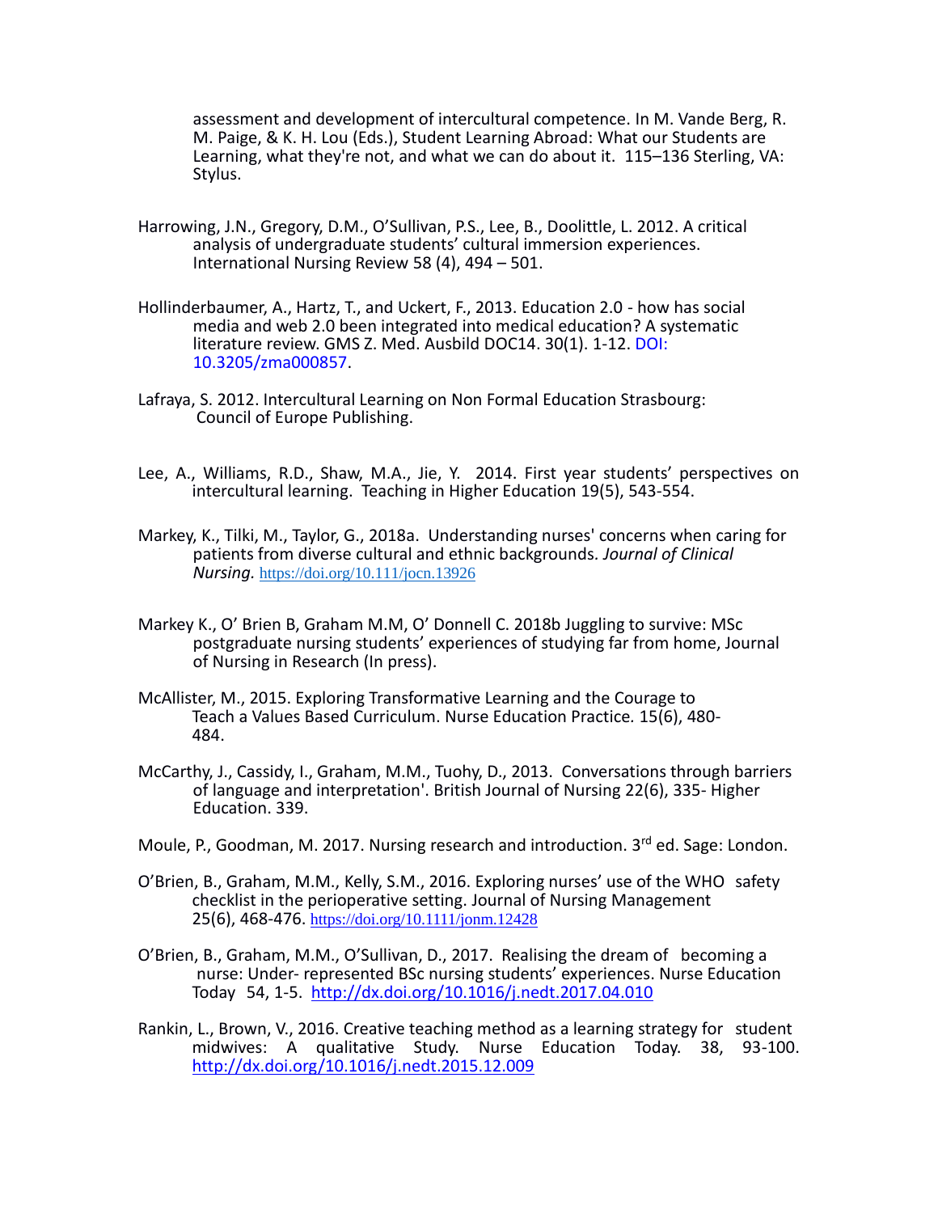assessment and development of intercultural competence. In M. Vande Berg, R. M. Paige, & K. H. Lou (Eds.), Student Learning Abroad: What our Students are Learning, what they're not, and what we can do about it. 115–136 Sterling, VA: Stylus.

Harrowing, J.N., Gregory, D.M., O'Sullivan, P.S., Lee, B., Doolittle, L. 2012. A critical analysis of undergraduate students' cultural immersion experiences. International Nursing Review 58 (4), 494 – 501.

Hollinderbaumer, A., Hartz, T., and Uckert, F., 2013. Education 2.0 - how has social media and web 2.0 been integrated into medical education? A systematic literature review. GMS Z. Med. Ausbild DOC14. 30(1). 1-12. DOI: 10.3205/zma000857.

Lafraya, S. 2012. Intercultural Learning on Non Formal Education Strasbourg: Council of Europe Publishing.

Lee, A., Williams, R.D., Shaw, M.A., Jie, Y. 2014. First year students' perspectives on intercultural learning. Teaching in Higher Education 19(5), 543-554.

Markey, K., Tilki, M., Taylor, G., 2018a. Understanding nurses' concerns when caring for patients from diverse cultural and ethnic backgrounds. *Journal of Clinical Nursing.* https://doi.org/10.111/jocn.13926

Markey K., O' Brien B, Graham M.M, O' Donnell C. 2018b Juggling to survive: MSc postgraduate nursing students' experiences of studying far from home, Journal of Nursing in Research (In press).

McAllister, M., 2015. Exploring Transformative Learning and the Courage to Teach a Values Based Curriculum. Nurse Education Practice. 15(6), 480-484.

McCarthy, J., Cassidy, I., Graham, M.M., Tuohy, D., 2013. Conversations through barriers of language and interpretation'. British Journal of Nursing 22(6), 335- Higher Education. 339.

Moule, P., Goodman, M. 2017. Nursing research and introduction. 3rd ed. Sage: London.

O'Brien, B., Graham, M.M., Kelly, S.M., 2016. Exploring nurses' use of the WHO safety checklist in the perioperative setting. Journal of Nursing Management 25(6), 468-476. https://doi.org/10.1111/jonm.12428

O'Brien, B., Graham, M.M., O'Sullivan, D., 2017. Realising the dream of becoming a nurse: Under- represented BSc nursing students' experiences. Nurse Education Today 54, 1-5. http://dx.doi.org/10.1016/j.nedt.2017.04.010

Rankin, L., Brown, V., 2016. Creative teaching method as a learning strategy for student midwives: A qualitative Study. Nurse Education Today. 38, 93-100. http://dx.doi.org/10.1016/j.nedt.2015.12.009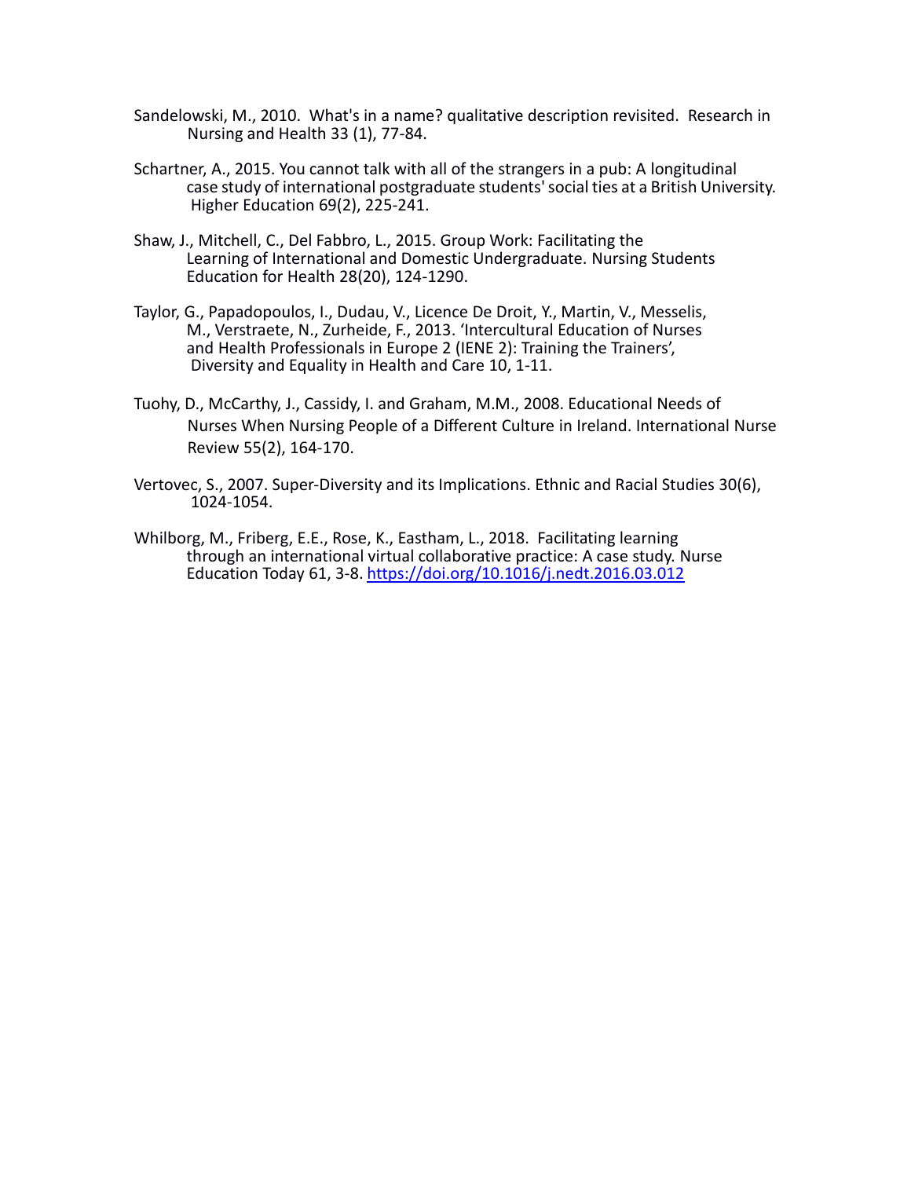Sandelowski, M., 2010. What's in a name? qualitative description revisited. Research in Nursing and Health 33 (1), 77-84.

Schartner, A., 2015. You cannot talk with all of the strangers in a pub: A longitudinal case study of international postgraduate students' social ties at a British University. Higher Education 69(2), 225-241.

Shaw, J., Mitchell, C., Del Fabbro, L., 2015. Group Work: Facilitating the Learning of International and Domestic Undergraduate. Nursing Students Education for Health 28(20), 124-1290.

Taylor, G., Papadopoulos, I., Dudau, V., Licence De Droit, Y., Martin, V., Messelis, M., Verstraete, N., Zurheide, F., 2013. 'Intercultural Education of Nurses and Health Professionals in Europe 2 (IENE 2): Training the Trainers', Diversity and Equality in Health and Care 10, 1-11.

Tuohy, D., McCarthy, J., Cassidy, I. and Graham, M.M., 2008. Educational Needs of Nurses When Nursing People of a Different Culture in Ireland. International Nurse Review 55(2), 164-170.

Vertovec, S., 2007. Super-Diversity and its Implications. Ethnic and Racial Studies 30(6), 1024-1054.

Whilborg, M., Friberg, E.E., Rose, K., Eastham, L., 2018. Facilitating learning through an international virtual collaborative practice: A case study. Nurse Education Today 61, 3-8. https://doi.org/10.1016/j.nedt.2016.03.012